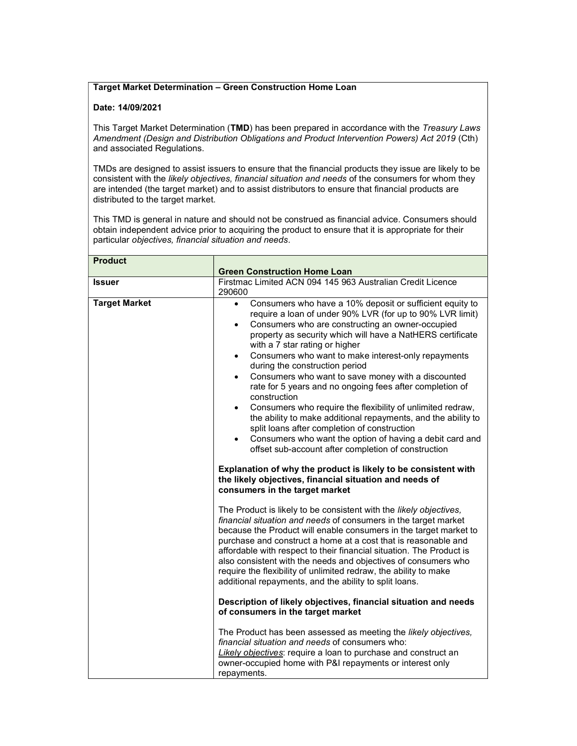**Target Market Determination – Green Construction Home Loan**

**Date: 14/09/2021**

This Target Market Determination (**TMD**) has been prepared in accordance with the *Treasury Laws Amendment (Design and Distribution Obligations and Product Intervention Powers) Act 2019* (Cth) and associated Regulations.

TMDs are designed to assist issuers to ensure that the financial products they issue are likely to be consistent with the *likely objectives, financial situation and needs* of the consumers for whom they are intended (the target market) and to assist distributors to ensure that financial products are distributed to the target market.

This TMD is general in nature and should not be construed as financial advice. Consumers should obtain independent advice prior to acquiring the product to ensure that it is appropriate for their particular *objectives, financial situation and needs*.

| **Product** | **Green Construction Home Loan** |
|---|---|
| **Issuer** | Firstmac Limited ACN 094 145 963 Australian Credit Licence 290600 |
| **Target Market** | • Consumers who have a 10% deposit or sufficient equity to require a loan of under 90% LVR (for up to 90% LVR limit)<br>• Consumers who are constructing an owner-occupied property as security which will have a NatHERS certificate with a 7 star rating or higher<br>• Consumers who want to make interest-only repayments during the construction period<br>• Consumers who want to save money with a discounted rate for 5 years and no ongoing fees after completion of construction<br>• Consumers who require the flexibility of unlimited redraw, the ability to make additional repayments, and the ability to split loans after completion of construction<br>• Consumers who want the option of having a debit card and offset sub-account after completion of construction<br><br>**Explanation of why the product is likely to be consistent with the likely objectives, financial situation and needs of consumers in the target market**<br><br>The Product is likely to be consistent with the *likely objectives, financial situation and needs* of consumers in the target market because the Product will enable consumers in the target market to purchase and construct a home at a cost that is reasonable and affordable with respect to their financial situation. The Product is also consistent with the needs and objectives of consumers who require the flexibility of unlimited redraw, the ability to make additional repayments, and the ability to split loans.<br><br>**Description of likely objectives, financial situation and needs of consumers in the target market**<br><br>The Product has been assessed as meeting the *likely objectives, financial situation and needs* of consumers who:<br><u>*Likely objectives*</u>: require a loan to purchase and construct an owner-occupied home with P&I repayments or interest only repayments. |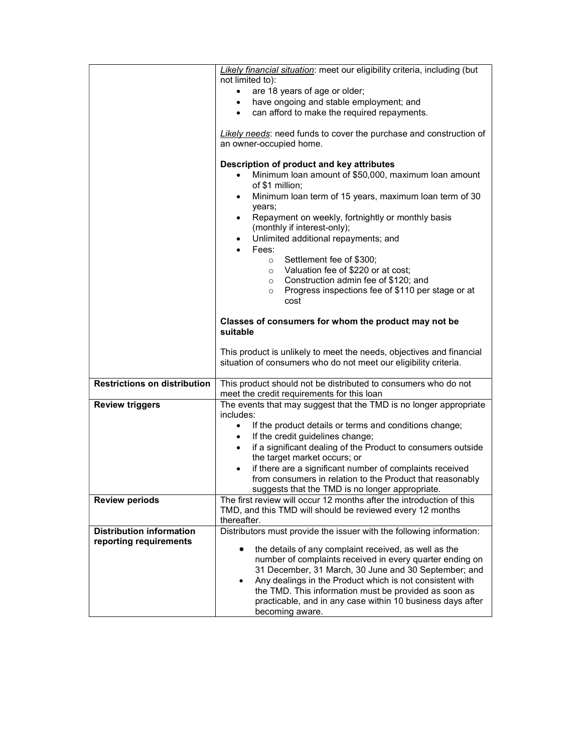| | |
|---|---|
| | *Likely financial situation*: meet our eligibility criteria, including (but not limited to):<br>• are 18 years of age or older;<br>• have ongoing and stable employment; and<br>• can afford to make the required repayments.<br><br>*Likely needs*: need funds to cover the purchase and construction of an owner-occupied home.<br><br>**Description of product and key attributes**<br>• Minimum loan amount of \$50,000, maximum loan amount of \$1 million;<br>• Minimum loan term of 15 years, maximum loan term of 30 years;<br>• Repayment on weekly, fortnightly or monthly basis (monthly if interest-only);<br>• Unlimited additional repayments; and<br>• Fees:<br>&nbsp;&nbsp;&nbsp;&nbsp;○ Settlement fee of \$300;<br>&nbsp;&nbsp;&nbsp;&nbsp;○ Valuation fee of \$220 or at cost;<br>&nbsp;&nbsp;&nbsp;&nbsp;○ Construction admin fee of \$120; and<br>&nbsp;&nbsp;&nbsp;&nbsp;○ Progress inspections fee of \$110 per stage or at cost<br><br>**Classes of consumers for whom the product may not be suitable**<br><br>This product is unlikely to meet the needs, objectives and financial situation of consumers who do not meet our eligibility criteria. |
| **Restrictions on distribution** | This product should not be distributed to consumers who do not meet the credit requirements for this loan |
| **Review triggers** | The events that may suggest that the TMD is no longer appropriate includes:<br>• If the product details or terms and conditions change;<br>• If the credit guidelines change;<br>• if a significant dealing of the Product to consumers outside the target market occurs; or<br>• if there are a significant number of complaints received from consumers in relation to the Product that reasonably suggests that the TMD is no longer appropriate. |
| **Review periods** | The first review will occur 12 months after the introduction of this TMD, and this TMD will should be reviewed every 12 months thereafter. |
| **Distribution information reporting requirements** | Distributors must provide the issuer with the following information:<br><br>• the details of any complaint received, as well as the number of complaints received in every quarter ending on 31 December, 31 March, 30 June and 30 September; and<br>• Any dealings in the Product which is not consistent with the TMD. This information must be provided as soon as practicable, and in any case within 10 business days after becoming aware. |